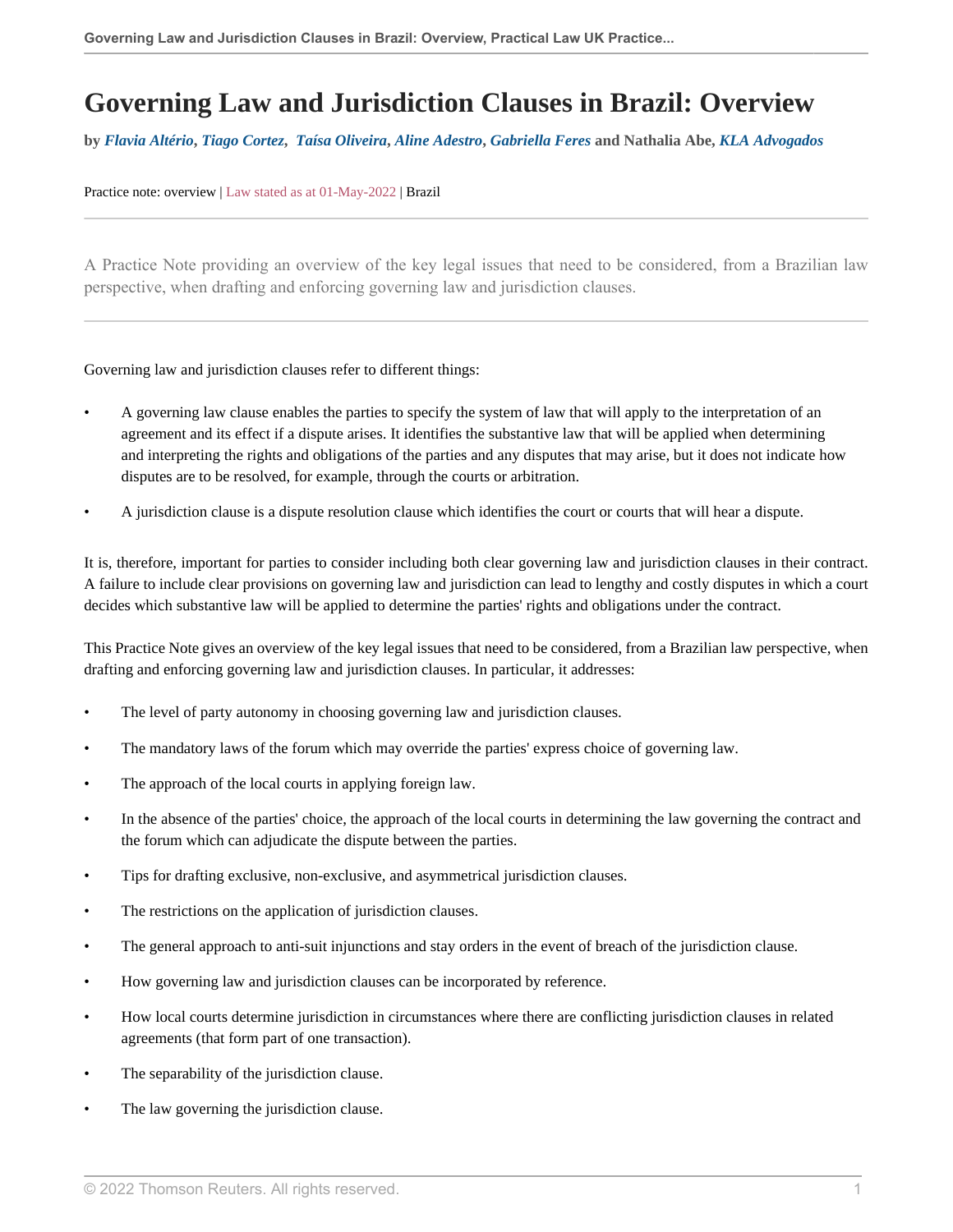# Governing Law and Jurisdiction Clauses in Brazil: Overview

by ***Flavia Altério***, ***Tiago Cortez***, ***Taísa Oliveira***, ***Aline Adestro***, ***Gabriella Feres*** **and Nathalia Abe**, ***KLA Advogados***

Practice note: overview | Law stated as at 01-May-2022 | Brazil

---

A Practice Note providing an overview of the key legal issues that need to be considered, from a Brazilian law perspective, when drafting and enforcing governing law and jurisdiction clauses.

---

Governing law and jurisdiction clauses refer to different things:

- A governing law clause enables the parties to specify the system of law that will apply to the interpretation of an agreement and its effect if a dispute arises. It identifies the substantive law that will be applied when determining and interpreting the rights and obligations of the parties and any disputes that may arise, but it does not indicate how disputes are to be resolved, for example, through the courts or arbitration.
- A jurisdiction clause is a dispute resolution clause which identifies the court or courts that will hear a dispute.

It is, therefore, important for parties to consider including both clear governing law and jurisdiction clauses in their contract. A failure to include clear provisions on governing law and jurisdiction can lead to lengthy and costly disputes in which a court decides which substantive law will be applied to determine the parties' rights and obligations under the contract.

This Practice Note gives an overview of the key legal issues that need to be considered, from a Brazilian law perspective, when drafting and enforcing governing law and jurisdiction clauses. In particular, it addresses:

- The level of party autonomy in choosing governing law and jurisdiction clauses.
- The mandatory laws of the forum which may override the parties' express choice of governing law.
- The approach of the local courts in applying foreign law.
- In the absence of the parties' choice, the approach of the local courts in determining the law governing the contract and the forum which can adjudicate the dispute between the parties.
- Tips for drafting exclusive, non-exclusive, and asymmetrical jurisdiction clauses.
- The restrictions on the application of jurisdiction clauses.
- The general approach to anti-suit injunctions and stay orders in the event of breach of the jurisdiction clause.
- How governing law and jurisdiction clauses can be incorporated by reference.
- How local courts determine jurisdiction in circumstances where there are conflicting jurisdiction clauses in related agreements (that form part of one transaction).
- The separability of the jurisdiction clause.
- The law governing the jurisdiction clause.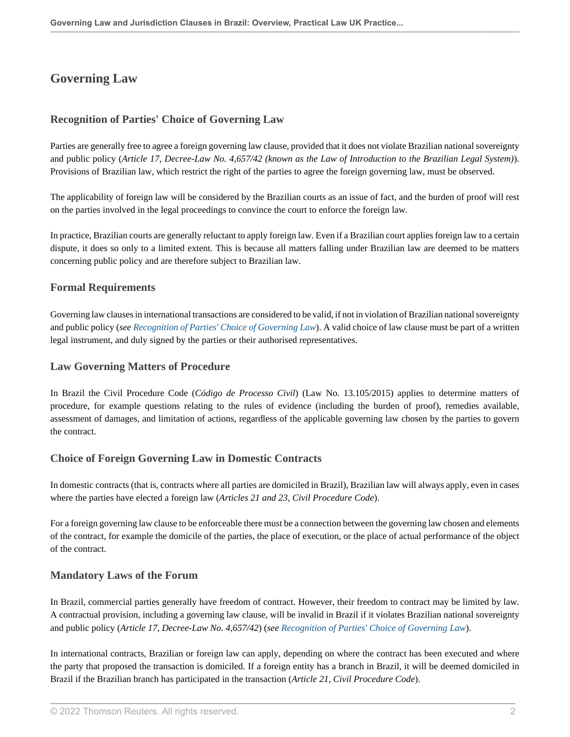## Governing Law

### Recognition of Parties' Choice of Governing Law

Parties are generally free to agree a foreign governing law clause, provided that it does not violate Brazilian national sovereignty and public policy (*Article 17, Decree-Law No. 4,657/42 (known as the Law of Introduction to the Brazilian Legal System)*). Provisions of Brazilian law, which restrict the right of the parties to agree the foreign governing law, must be observed.

The applicability of foreign law will be considered by the Brazilian courts as an issue of fact, and the burden of proof will rest on the parties involved in the legal proceedings to convince the court to enforce the foreign law.

In practice, Brazilian courts are generally reluctant to apply foreign law. Even if a Brazilian court applies foreign law to a certain dispute, it does so only to a limited extent. This is because all matters falling under Brazilian law are deemed to be matters concerning public policy and are therefore subject to Brazilian law.

### Formal Requirements

Governing law clauses in international transactions are considered to be valid, if not in violation of Brazilian national sovereignty and public policy (*see Recognition of Parties' Choice of Governing Law*). A valid choice of law clause must be part of a written legal instrument, and duly signed by the parties or their authorised representatives.

### Law Governing Matters of Procedure

In Brazil the Civil Procedure Code (*Código de Processo Civil*) (Law No. 13.105/2015) applies to determine matters of procedure, for example questions relating to the rules of evidence (including the burden of proof), remedies available, assessment of damages, and limitation of actions, regardless of the applicable governing law chosen by the parties to govern the contract.

### Choice of Foreign Governing Law in Domestic Contracts

In domestic contracts (that is, contracts where all parties are domiciled in Brazil), Brazilian law will always apply, even in cases where the parties have elected a foreign law (*Articles 21 and 23, Civil Procedure Code*).

For a foreign governing law clause to be enforceable there must be a connection between the governing law chosen and elements of the contract, for example the domicile of the parties, the place of execution, or the place of actual performance of the object of the contract.

### Mandatory Laws of the Forum

In Brazil, commercial parties generally have freedom of contract. However, their freedom to contract may be limited by law. A contractual provision, including a governing law clause, will be invalid in Brazil if it violates Brazilian national sovereignty and public policy (*Article 17, Decree-Law No. 4,657/42*) (*see Recognition of Parties' Choice of Governing Law*).

In international contracts, Brazilian or foreign law can apply, depending on where the contract has been executed and where the party that proposed the transaction is domiciled. If a foreign entity has a branch in Brazil, it will be deemed domiciled in Brazil if the Brazilian branch has participated in the transaction (*Article 21, Civil Procedure Code*).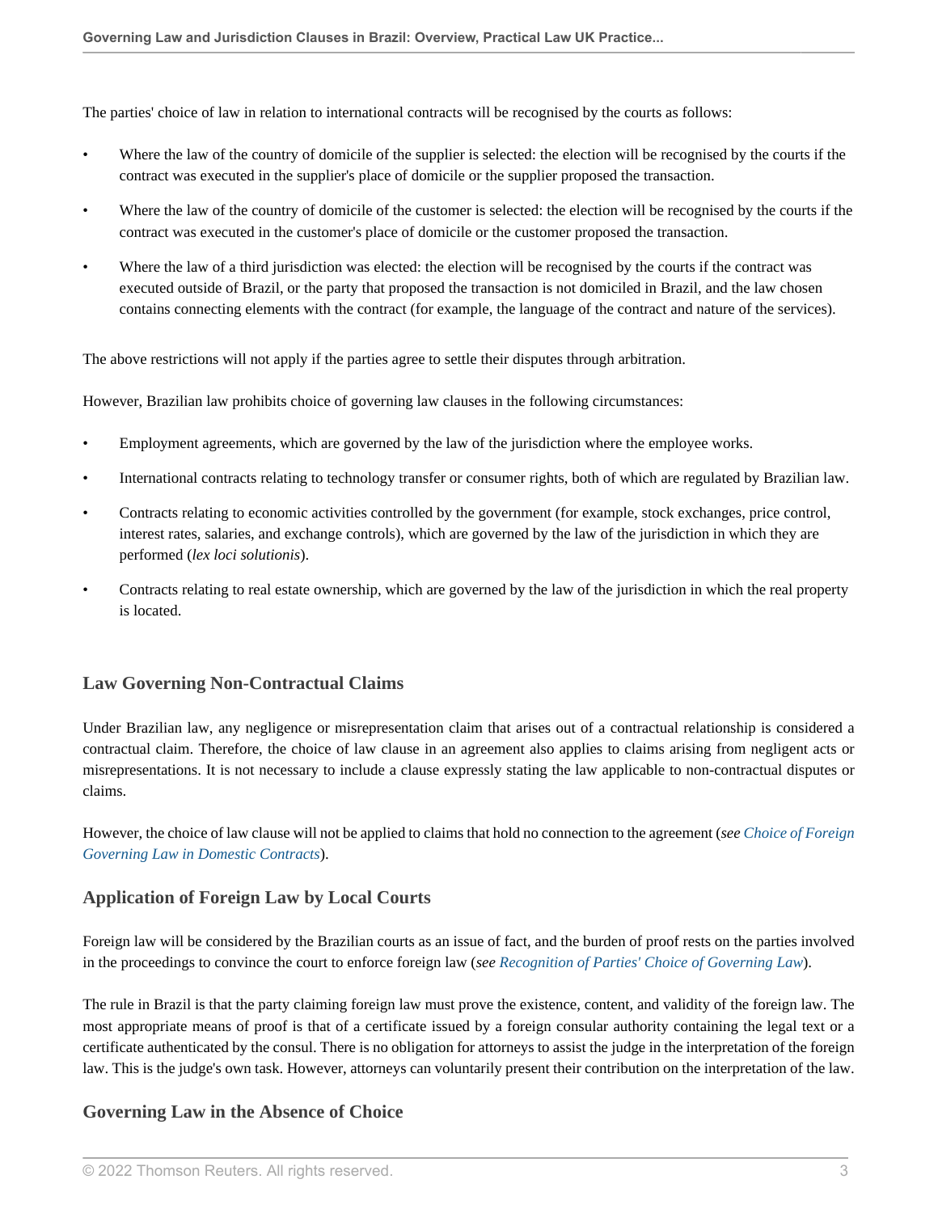The parties' choice of law in relation to international contracts will be recognised by the courts as follows:

- Where the law of the country of domicile of the supplier is selected: the election will be recognised by the courts if the contract was executed in the supplier's place of domicile or the supplier proposed the transaction.
- Where the law of the country of domicile of the customer is selected: the election will be recognised by the courts if the contract was executed in the customer's place of domicile or the customer proposed the transaction.
- Where the law of a third jurisdiction was elected: the election will be recognised by the courts if the contract was executed outside of Brazil, or the party that proposed the transaction is not domiciled in Brazil, and the law chosen contains connecting elements with the contract (for example, the language of the contract and nature of the services).

The above restrictions will not apply if the parties agree to settle their disputes through arbitration.

However, Brazilian law prohibits choice of governing law clauses in the following circumstances:

- Employment agreements, which are governed by the law of the jurisdiction where the employee works.
- International contracts relating to technology transfer or consumer rights, both of which are regulated by Brazilian law.
- Contracts relating to economic activities controlled by the government (for example, stock exchanges, price control, interest rates, salaries, and exchange controls), which are governed by the law of the jurisdiction in which they are performed (*lex loci solutionis*).
- Contracts relating to real estate ownership, which are governed by the law of the jurisdiction in which the real property is located.

## Law Governing Non-Contractual Claims

Under Brazilian law, any negligence or misrepresentation claim that arises out of a contractual relationship is considered a contractual claim. Therefore, the choice of law clause in an agreement also applies to claims arising from negligent acts or misrepresentations. It is not necessary to include a clause expressly stating the law applicable to non-contractual disputes or claims.

However, the choice of law clause will not be applied to claims that hold no connection to the agreement (*see* *Choice of Foreign Governing Law in Domestic Contracts*).

## Application of Foreign Law by Local Courts

Foreign law will be considered by the Brazilian courts as an issue of fact, and the burden of proof rests on the parties involved in the proceedings to convince the court to enforce foreign law (*see* *Recognition of Parties' Choice of Governing Law*).

The rule in Brazil is that the party claiming foreign law must prove the existence, content, and validity of the foreign law. The most appropriate means of proof is that of a certificate issued by a foreign consular authority containing the legal text or a certificate authenticated by the consul. There is no obligation for attorneys to assist the judge in the interpretation of the foreign law. This is the judge's own task. However, attorneys can voluntarily present their contribution on the interpretation of the law.

## Governing Law in the Absence of Choice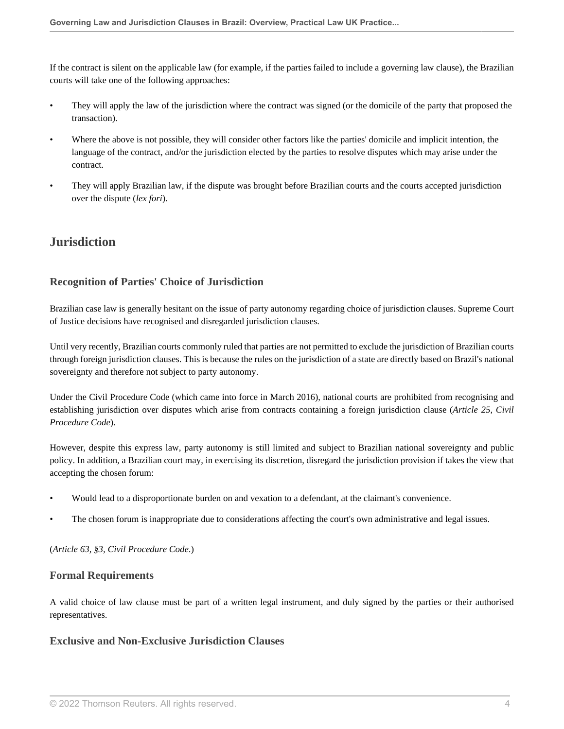If the contract is silent on the applicable law (for example, if the parties failed to include a governing law clause), the Brazilian courts will take one of the following approaches:

- They will apply the law of the jurisdiction where the contract was signed (or the domicile of the party that proposed the transaction).
- Where the above is not possible, they will consider other factors like the parties' domicile and implicit intention, the language of the contract, and/or the jurisdiction elected by the parties to resolve disputes which may arise under the contract.
- They will apply Brazilian law, if the dispute was brought before Brazilian courts and the courts accepted jurisdiction over the dispute (*lex fori*).

## Jurisdiction

### Recognition of Parties' Choice of Jurisdiction

Brazilian case law is generally hesitant on the issue of party autonomy regarding choice of jurisdiction clauses. Supreme Court of Justice decisions have recognised and disregarded jurisdiction clauses.

Until very recently, Brazilian courts commonly ruled that parties are not permitted to exclude the jurisdiction of Brazilian courts through foreign jurisdiction clauses. This is because the rules on the jurisdiction of a state are directly based on Brazil's national sovereignty and therefore not subject to party autonomy.

Under the Civil Procedure Code (which came into force in March 2016), national courts are prohibited from recognising and establishing jurisdiction over disputes which arise from contracts containing a foreign jurisdiction clause (*Article 25, Civil Procedure Code*).

However, despite this express law, party autonomy is still limited and subject to Brazilian national sovereignty and public policy. In addition, a Brazilian court may, in exercising its discretion, disregard the jurisdiction provision if takes the view that accepting the chosen forum:

- Would lead to a disproportionate burden on and vexation to a defendant, at the claimant's convenience.
- The chosen forum is inappropriate due to considerations affecting the court's own administrative and legal issues.

(*Article 63, §3, Civil Procedure Code*.)

### Formal Requirements

A valid choice of law clause must be part of a written legal instrument, and duly signed by the parties or their authorised representatives.

### Exclusive and Non-Exclusive Jurisdiction Clauses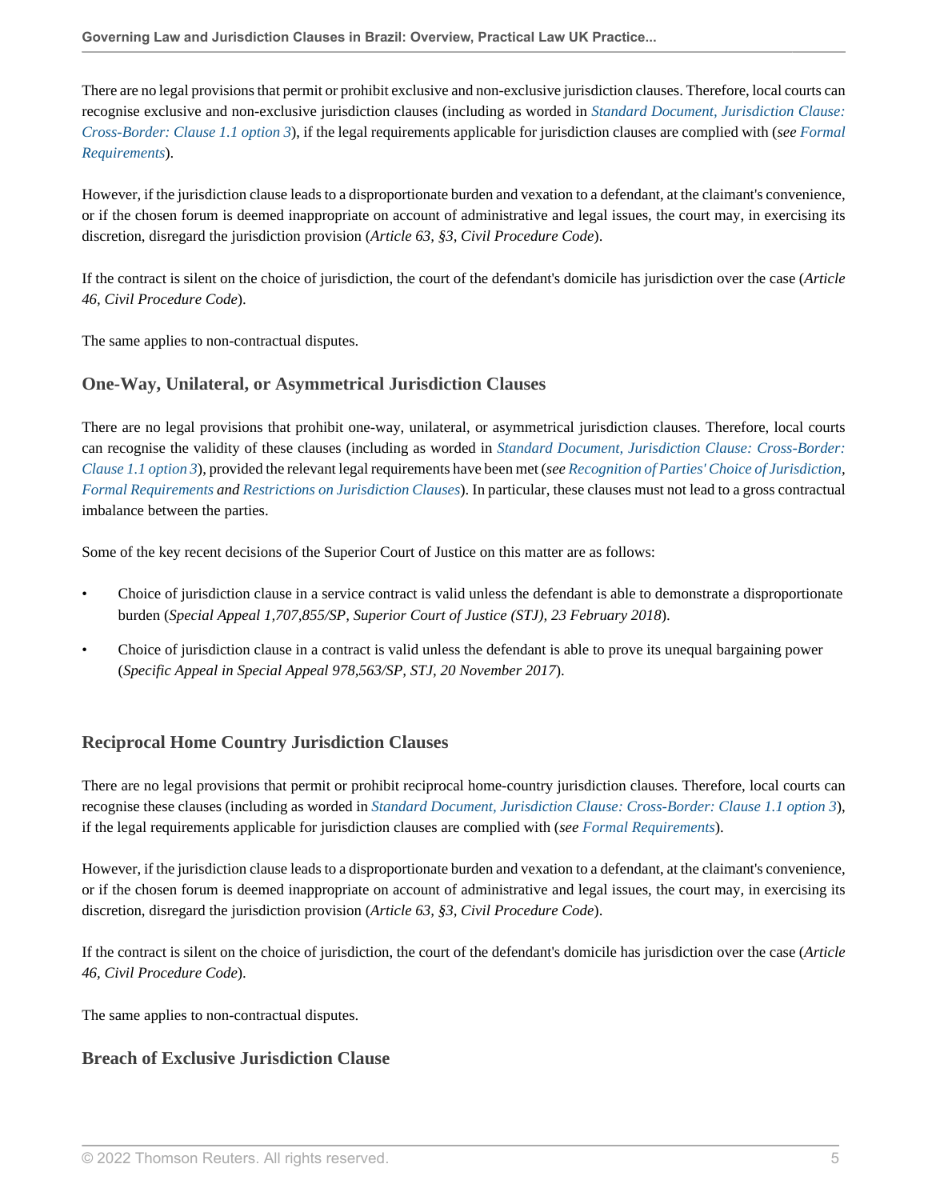There are no legal provisions that permit or prohibit exclusive and non-exclusive jurisdiction clauses. Therefore, local courts can recognise exclusive and non-exclusive jurisdiction clauses (including as worded in *Standard Document, Jurisdiction Clause: Cross-Border: Clause 1.1 option 3*), if the legal requirements applicable for jurisdiction clauses are complied with (*see Formal Requirements*).

However, if the jurisdiction clause leads to a disproportionate burden and vexation to a defendant, at the claimant's convenience, or if the chosen forum is deemed inappropriate on account of administrative and legal issues, the court may, in exercising its discretion, disregard the jurisdiction provision (*Article 63, §3, Civil Procedure Code*).

If the contract is silent on the choice of jurisdiction, the court of the defendant's domicile has jurisdiction over the case (*Article 46, Civil Procedure Code*).

The same applies to non-contractual disputes.

## One-Way, Unilateral, or Asymmetrical Jurisdiction Clauses

There are no legal provisions that prohibit one-way, unilateral, or asymmetrical jurisdiction clauses. Therefore, local courts can recognise the validity of these clauses (including as worded in *Standard Document, Jurisdiction Clause: Cross-Border: Clause 1.1 option 3*), provided the relevant legal requirements have been met (*see Recognition of Parties' Choice of Jurisdiction, Formal Requirements and Restrictions on Jurisdiction Clauses*). In particular, these clauses must not lead to a gross contractual imbalance between the parties.

Some of the key recent decisions of the Superior Court of Justice on this matter are as follows:

- Choice of jurisdiction clause in a service contract is valid unless the defendant is able to demonstrate a disproportionate burden (*Special Appeal 1,707,855/SP, Superior Court of Justice (STJ), 23 February 2018*).
- Choice of jurisdiction clause in a contract is valid unless the defendant is able to prove its unequal bargaining power (*Specific Appeal in Special Appeal 978,563/SP, STJ, 20 November 2017*).

## Reciprocal Home Country Jurisdiction Clauses

There are no legal provisions that permit or prohibit reciprocal home-country jurisdiction clauses. Therefore, local courts can recognise these clauses (including as worded in *Standard Document, Jurisdiction Clause: Cross-Border: Clause 1.1 option 3*), if the legal requirements applicable for jurisdiction clauses are complied with (*see Formal Requirements*).

However, if the jurisdiction clause leads to a disproportionate burden and vexation to a defendant, at the claimant's convenience, or if the chosen forum is deemed inappropriate on account of administrative and legal issues, the court may, in exercising its discretion, disregard the jurisdiction provision (*Article 63, §3, Civil Procedure Code*).

If the contract is silent on the choice of jurisdiction, the court of the defendant's domicile has jurisdiction over the case (*Article 46, Civil Procedure Code*).

The same applies to non-contractual disputes.

## Breach of Exclusive Jurisdiction Clause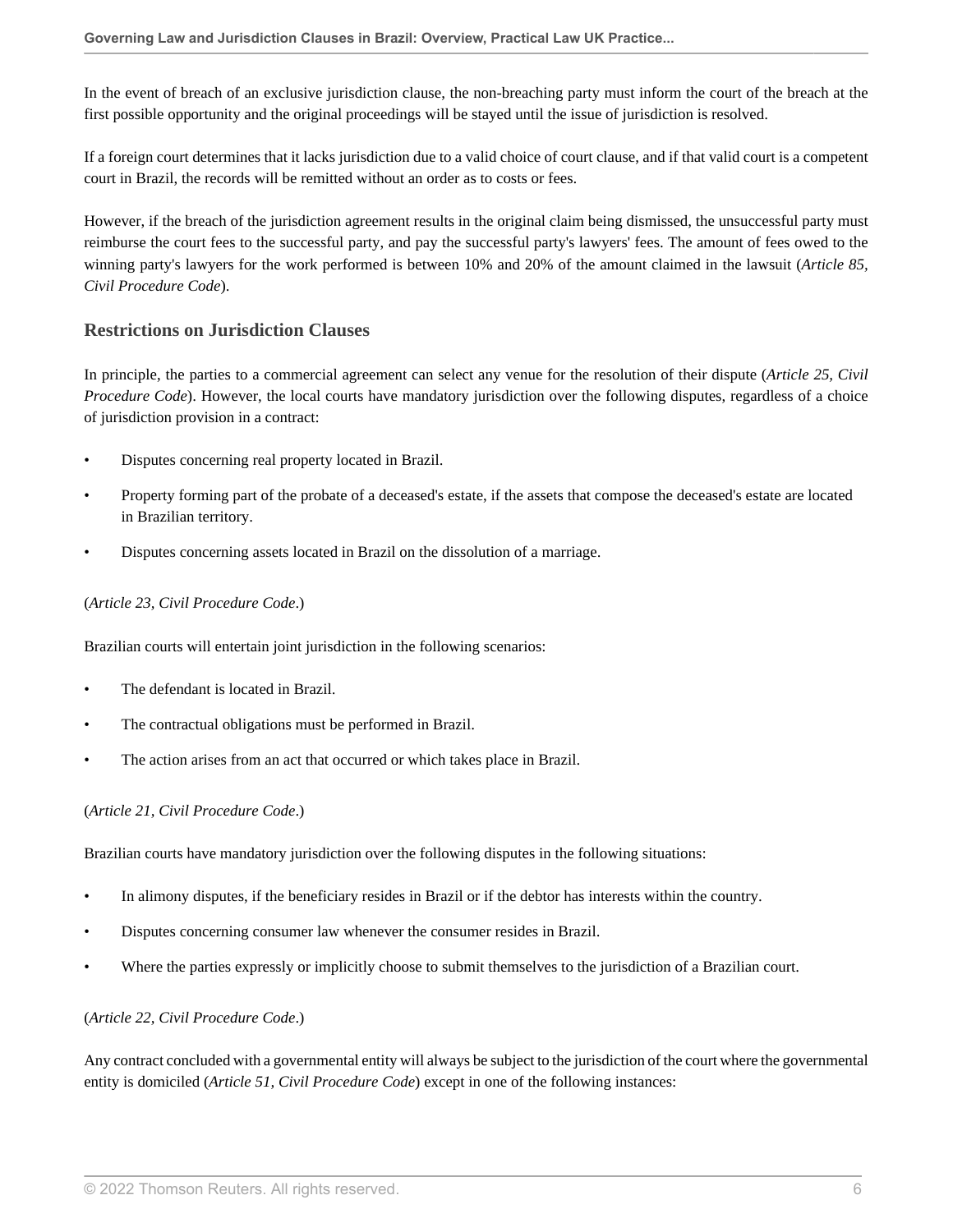In the event of breach of an exclusive jurisdiction clause, the non-breaching party must inform the court of the breach at the first possible opportunity and the original proceedings will be stayed until the issue of jurisdiction is resolved.

If a foreign court determines that it lacks jurisdiction due to a valid choice of court clause, and if that valid court is a competent court in Brazil, the records will be remitted without an order as to costs or fees.

However, if the breach of the jurisdiction agreement results in the original claim being dismissed, the unsuccessful party must reimburse the court fees to the successful party, and pay the successful party's lawyers' fees. The amount of fees owed to the winning party's lawyers for the work performed is between 10% and 20% of the amount claimed in the lawsuit (*Article 85, Civil Procedure Code*).

## Restrictions on Jurisdiction Clauses

In principle, the parties to a commercial agreement can select any venue for the resolution of their dispute (*Article 25, Civil Procedure Code*). However, the local courts have mandatory jurisdiction over the following disputes, regardless of a choice of jurisdiction provision in a contract:

- Disputes concerning real property located in Brazil.
- Property forming part of the probate of a deceased's estate, if the assets that compose the deceased's estate are located in Brazilian territory.
- Disputes concerning assets located in Brazil on the dissolution of a marriage.

(*Article 23, Civil Procedure Code*.)

Brazilian courts will entertain joint jurisdiction in the following scenarios:

- The defendant is located in Brazil.
- The contractual obligations must be performed in Brazil.
- The action arises from an act that occurred or which takes place in Brazil.

(*Article 21, Civil Procedure Code*.)

Brazilian courts have mandatory jurisdiction over the following disputes in the following situations:

- In alimony disputes, if the beneficiary resides in Brazil or if the debtor has interests within the country.
- Disputes concerning consumer law whenever the consumer resides in Brazil.
- Where the parties expressly or implicitly choose to submit themselves to the jurisdiction of a Brazilian court.

(*Article 22, Civil Procedure Code*.)

Any contract concluded with a governmental entity will always be subject to the jurisdiction of the court where the governmental entity is domiciled (*Article 51, Civil Procedure Code*) except in one of the following instances: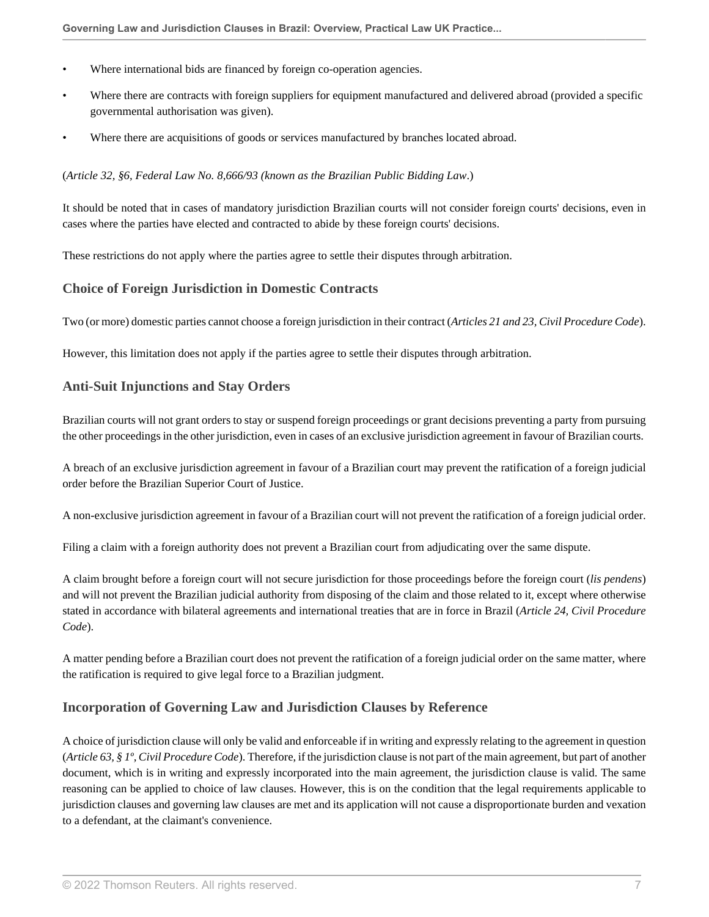- Where international bids are financed by foreign co-operation agencies.
- Where there are contracts with foreign suppliers for equipment manufactured and delivered abroad (provided a specific governmental authorisation was given).
- Where there are acquisitions of goods or services manufactured by branches located abroad.

(*Article 32, §6, Federal Law No. 8,666/93 (known as the Brazilian Public Bidding Law*.)

It should be noted that in cases of mandatory jurisdiction Brazilian courts will not consider foreign courts' decisions, even in cases where the parties have elected and contracted to abide by these foreign courts' decisions.

These restrictions do not apply where the parties agree to settle their disputes through arbitration.

### Choice of Foreign Jurisdiction in Domestic Contracts

Two (or more) domestic parties cannot choose a foreign jurisdiction in their contract (*Articles 21 and 23, Civil Procedure Code*).

However, this limitation does not apply if the parties agree to settle their disputes through arbitration.

### Anti-Suit Injunctions and Stay Orders

Brazilian courts will not grant orders to stay or suspend foreign proceedings or grant decisions preventing a party from pursuing the other proceedings in the other jurisdiction, even in cases of an exclusive jurisdiction agreement in favour of Brazilian courts.

A breach of an exclusive jurisdiction agreement in favour of a Brazilian court may prevent the ratification of a foreign judicial order before the Brazilian Superior Court of Justice.

A non-exclusive jurisdiction agreement in favour of a Brazilian court will not prevent the ratification of a foreign judicial order.

Filing a claim with a foreign authority does not prevent a Brazilian court from adjudicating over the same dispute.

A claim brought before a foreign court will not secure jurisdiction for those proceedings before the foreign court (*lis pendens*) and will not prevent the Brazilian judicial authority from disposing of the claim and those related to it, except where otherwise stated in accordance with bilateral agreements and international treaties that are in force in Brazil (*Article 24, Civil Procedure Code*).

A matter pending before a Brazilian court does not prevent the ratification of a foreign judicial order on the same matter, where the ratification is required to give legal force to a Brazilian judgment.

### Incorporation of Governing Law and Jurisdiction Clauses by Reference

A choice of jurisdiction clause will only be valid and enforceable if in writing and expressly relating to the agreement in question (*Article 63, § 1º, Civil Procedure Code*). Therefore, if the jurisdiction clause is not part of the main agreement, but part of another document, which is in writing and expressly incorporated into the main agreement, the jurisdiction clause is valid. The same reasoning can be applied to choice of law clauses. However, this is on the condition that the legal requirements applicable to jurisdiction clauses and governing law clauses are met and its application will not cause a disproportionate burden and vexation to a defendant, at the claimant's convenience.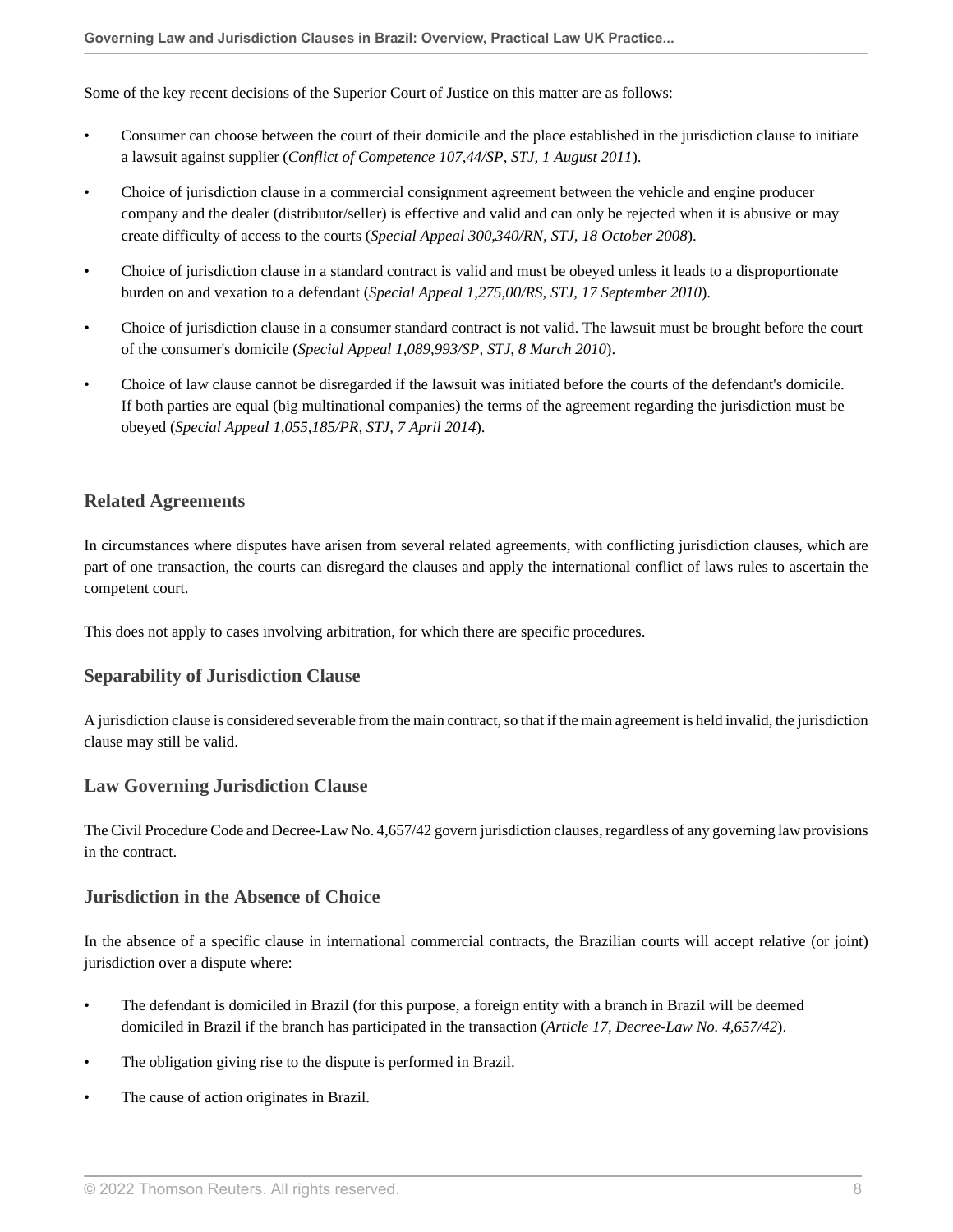Some of the key recent decisions of the Superior Court of Justice on this matter are as follows:

- Consumer can choose between the court of their domicile and the place established in the jurisdiction clause to initiate a lawsuit against supplier (*Conflict of Competence 107,44/SP, STJ, 1 August 2011*).
- Choice of jurisdiction clause in a commercial consignment agreement between the vehicle and engine producer company and the dealer (distributor/seller) is effective and valid and can only be rejected when it is abusive or may create difficulty of access to the courts (*Special Appeal 300,340/RN, STJ, 18 October 2008*).
- Choice of jurisdiction clause in a standard contract is valid and must be obeyed unless it leads to a disproportionate burden on and vexation to a defendant (*Special Appeal 1,275,00/RS, STJ, 17 September 2010*).
- Choice of jurisdiction clause in a consumer standard contract is not valid. The lawsuit must be brought before the court of the consumer's domicile (*Special Appeal 1,089,993/SP, STJ, 8 March 2010*).
- Choice of law clause cannot be disregarded if the lawsuit was initiated before the courts of the defendant's domicile. If both parties are equal (big multinational companies) the terms of the agreement regarding the jurisdiction must be obeyed (*Special Appeal 1,055,185/PR, STJ, 7 April 2014*).

## Related Agreements

In circumstances where disputes have arisen from several related agreements, with conflicting jurisdiction clauses, which are part of one transaction, the courts can disregard the clauses and apply the international conflict of laws rules to ascertain the competent court.

This does not apply to cases involving arbitration, for which there are specific procedures.

### Separability of Jurisdiction Clause

A jurisdiction clause is considered severable from the main contract, so that if the main agreement is held invalid, the jurisdiction clause may still be valid.

### Law Governing Jurisdiction Clause

The Civil Procedure Code and Decree-Law No. 4,657/42 govern jurisdiction clauses, regardless of any governing law provisions in the contract.

### Jurisdiction in the Absence of Choice

In the absence of a specific clause in international commercial contracts, the Brazilian courts will accept relative (or joint) jurisdiction over a dispute where:

- The defendant is domiciled in Brazil (for this purpose, a foreign entity with a branch in Brazil will be deemed domiciled in Brazil if the branch has participated in the transaction (*Article 17, Decree-Law No. 4,657/42*).
- The obligation giving rise to the dispute is performed in Brazil.
- The cause of action originates in Brazil.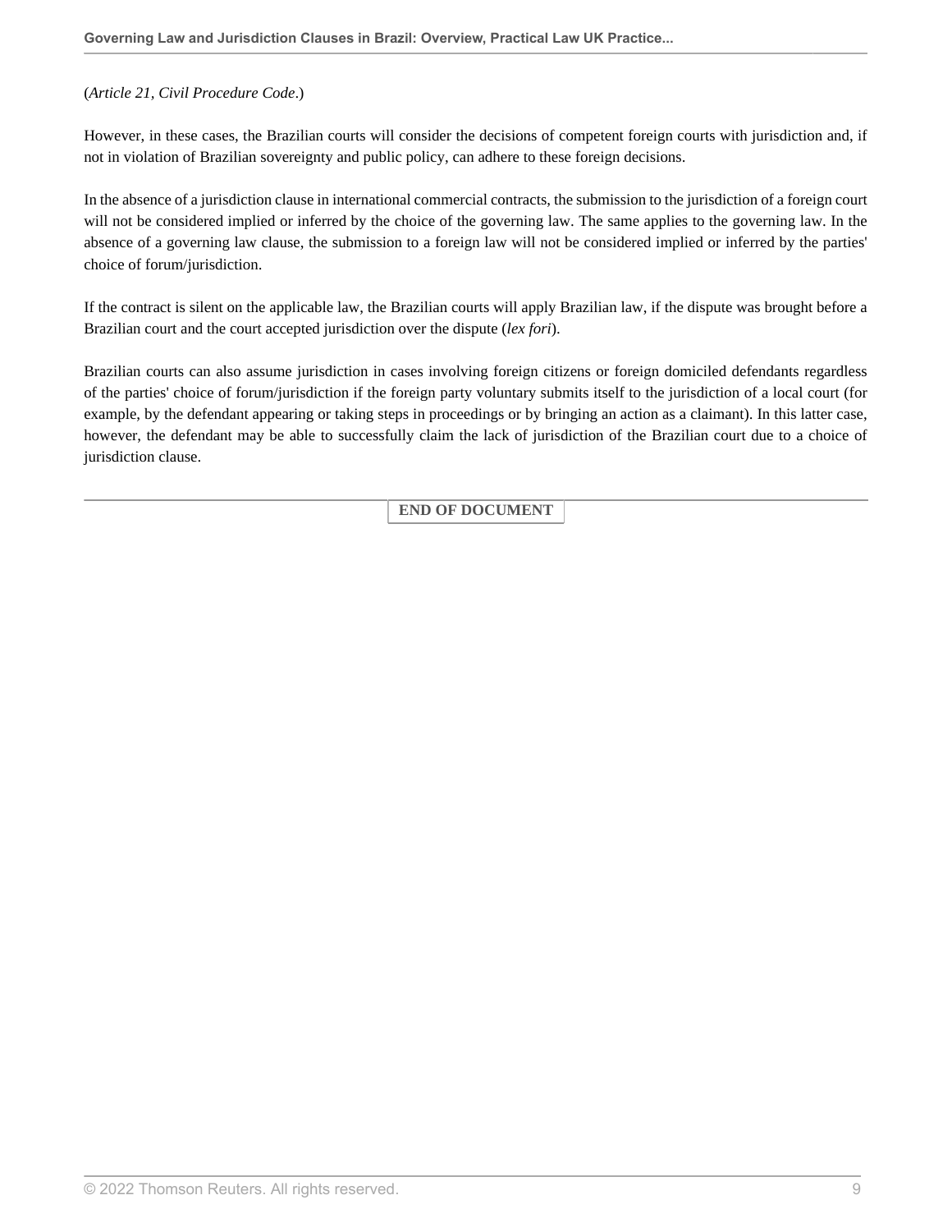(*Article 21, Civil Procedure Code*.)

However, in these cases, the Brazilian courts will consider the decisions of competent foreign courts with jurisdiction and, if not in violation of Brazilian sovereignty and public policy, can adhere to these foreign decisions.

In the absence of a jurisdiction clause in international commercial contracts, the submission to the jurisdiction of a foreign court will not be considered implied or inferred by the choice of the governing law. The same applies to the governing law. In the absence of a governing law clause, the submission to a foreign law will not be considered implied or inferred by the parties' choice of forum/jurisdiction.

If the contract is silent on the applicable law, the Brazilian courts will apply Brazilian law, if the dispute was brought before a Brazilian court and the court accepted jurisdiction over the dispute (*lex fori*).

Brazilian courts can also assume jurisdiction in cases involving foreign citizens or foreign domiciled defendants regardless of the parties' choice of forum/jurisdiction if the foreign party voluntary submits itself to the jurisdiction of a local court (for example, by the defendant appearing or taking steps in proceedings or by bringing an action as a claimant). In this latter case, however, the defendant may be able to successfully claim the lack of jurisdiction of the Brazilian court due to a choice of jurisdiction clause.

**END OF DOCUMENT**